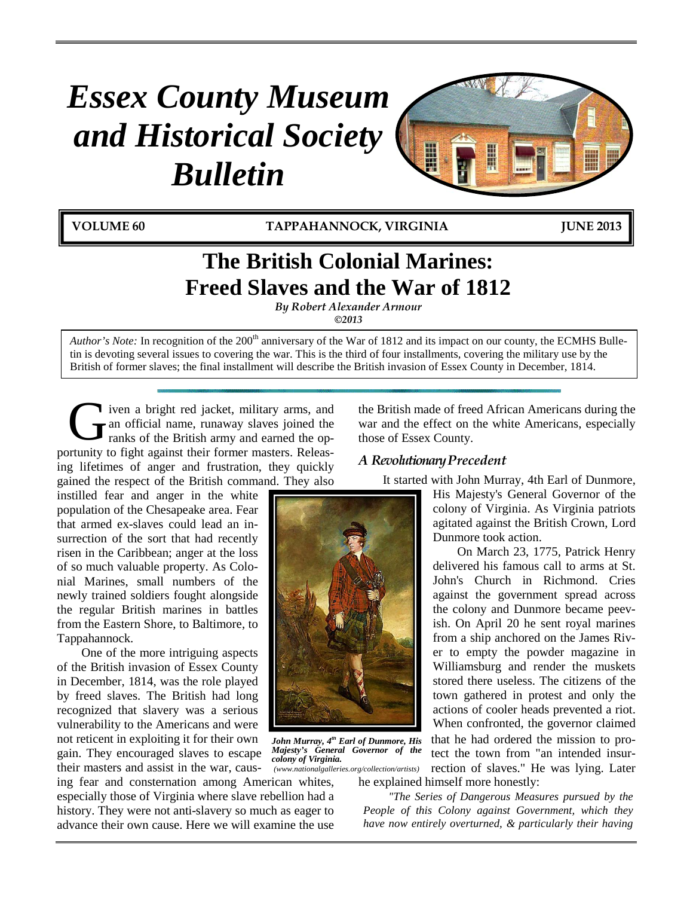# Essex County Museum and Historical Society Bulletin

**VOLUME 60** **TAPPAHANNOCK, VIRGINIA** **JUNE 2013**

# The British Colonial Marines: Freed Slaves and the War of 1812

*By Robert Alexander Armour*
*©2013*

*Author's Note:* In recognition of the 200th anniversary of the War of 1812 and its impact on our county, the ECMHS Bulletin is devoting several issues to covering the war. This is the third of four installments, covering the military use by the British of former slaves; the final installment will describe the British invasion of Essex County in December, 1814.

Given a bright red jacket, military arms, and an official name, runaway slaves joined the ranks of the British army and earned the opportunity to fight against their former masters. Releasing lifetimes of anger and frustration, they quickly gained the respect of the British command. They also instilled fear and anger in the white population of the Chesapeake area. Fear that armed ex-slaves could lead an insurrection of the sort that had recently risen in the Caribbean; anger at the loss of so much valuable property. As Colonial Marines, small numbers of the newly trained soldiers fought alongside the regular British marines in battles from the Eastern Shore, to Baltimore, to Tappahannock.

One of the more intriguing aspects of the British invasion of Essex County in December, 1814, was the role played by freed slaves. The British had long recognized that slavery was a serious vulnerability to the Americans and were not reticent in exploiting it for their own gain. They encouraged slaves to escape their masters and assist in the war, causing fear and consternation among American whites, especially those of Virginia where slave rebellion had a history. They were not anti-slavery so much as eager to advance their own cause. Here we will examine the use the British made of freed African Americans during the war and the effect on the white Americans, especially those of Essex County.

### *A Revolutionary Precedent*

It started with John Murray, 4th Earl of Dunmore, His Majesty's General Governor of the colony of Virginia. As Virginia patriots agitated against the British Crown, Lord Dunmore took action.

***John Murray, 4th Earl of Dunmore, His Majesty's General Governor of the colony of Virginia.***
*(www.nationalgalleries.org/collection/artists)*

On March 23, 1775, Patrick Henry delivered his famous call to arms at St. John's Church in Richmond. Cries against the government spread across the colony and Dunmore became peevish. On April 20 he sent royal marines from a ship anchored on the James River to empty the powder magazine in Williamsburg and render the muskets stored there useless. The citizens of the town gathered in protest and only the actions of cooler heads prevented a riot. When confronted, the governor claimed that he had ordered the mission to protect the town from "an intended insurrection of slaves." He was lying. Later he explained himself more honestly:

> *"The Series of Dangerous Measures pursued by the People of this Colony against Government, which they have now entirely overturned, & particularly their having*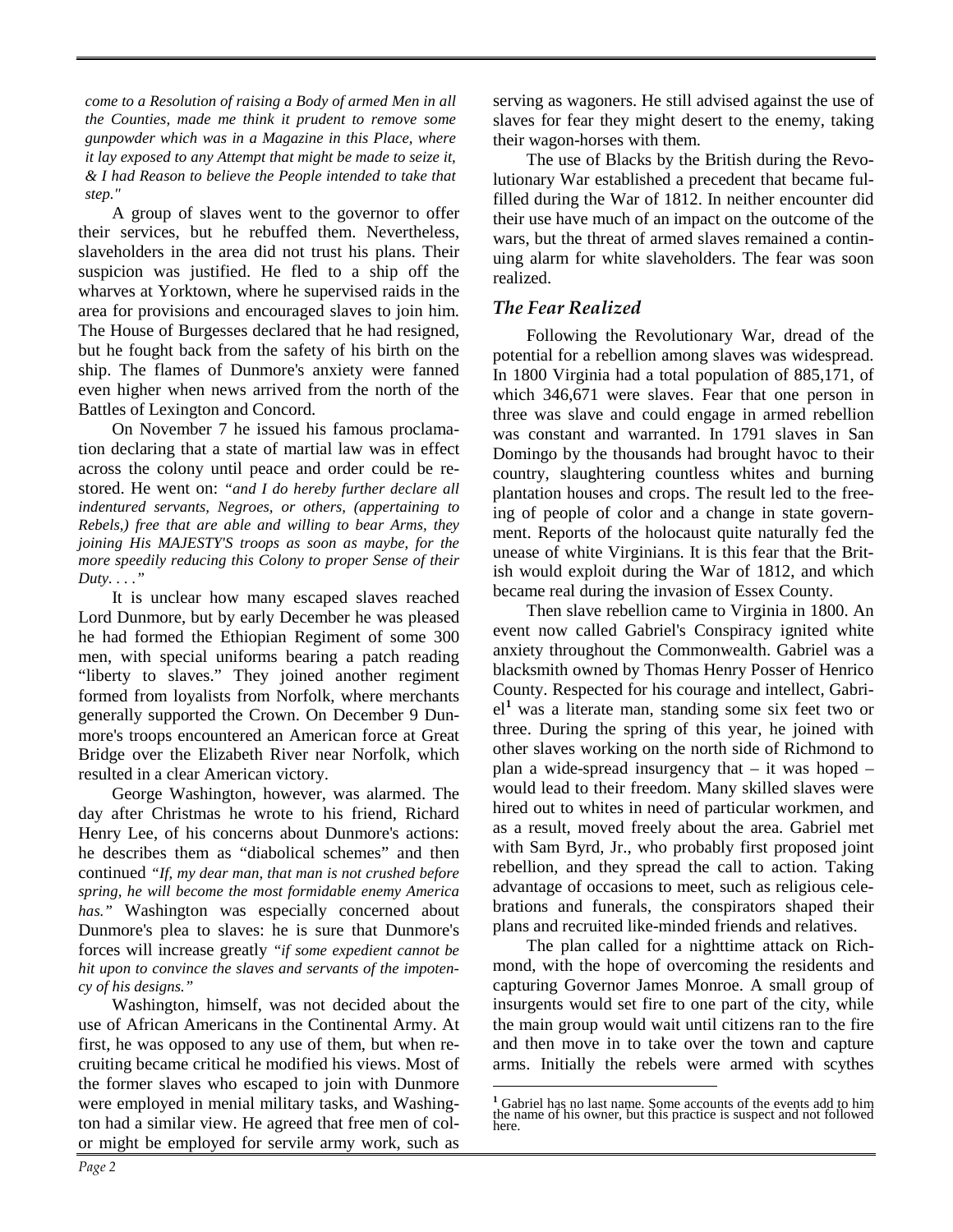*come to a Resolution of raising a Body of armed Men in all the Counties, made me think it prudent to remove some gunpowder which was in a Magazine in this Place, where it lay exposed to any Attempt that might be made to seize it, & I had Reason to believe the People intended to take that step."*

A group of slaves went to the governor to offer their services, but he rebuffed them. Nevertheless, slaveholders in the area did not trust his plans. Their suspicion was justified. He fled to a ship off the wharves at Yorktown, where he supervised raids in the area for provisions and encouraged slaves to join him. The House of Burgesses declared that he had resigned, but he fought back from the safety of his birth on the ship. The flames of Dunmore's anxiety were fanned even higher when news arrived from the north of the Battles of Lexington and Concord.

On November 7 he issued his famous proclamation declaring that a state of martial law was in effect across the colony until peace and order could be restored. He went on: *"and I do hereby further declare all indentured servants, Negroes, or others, (appertaining to Rebels,) free that are able and willing to bear Arms, they joining His MAJESTY'S troops as soon as maybe, for the more speedily reducing this Colony to proper Sense of their Duty. . . ."*

It is unclear how many escaped slaves reached Lord Dunmore, but by early December he was pleased he had formed the Ethiopian Regiment of some 300 men, with special uniforms bearing a patch reading "liberty to slaves." They joined another regiment formed from loyalists from Norfolk, where merchants generally supported the Crown. On December 9 Dunmore's troops encountered an American force at Great Bridge over the Elizabeth River near Norfolk, which resulted in a clear American victory.

George Washington, however, was alarmed. The day after Christmas he wrote to his friend, Richard Henry Lee, of his concerns about Dunmore's actions: he describes them as "diabolical schemes" and then continued *"If, my dear man, that man is not crushed before spring, he will become the most formidable enemy America has."* Washington was especially concerned about Dunmore's plea to slaves: he is sure that Dunmore's forces will increase greatly *"if some expedient cannot be hit upon to convince the slaves and servants of the impotency of his designs."*

Washington, himself, was not decided about the use of African Americans in the Continental Army. At first, he was opposed to any use of them, but when recruiting became critical he modified his views. Most of the former slaves who escaped to join with Dunmore were employed in menial military tasks, and Washington had a similar view. He agreed that free men of color might be employed for servile army work, such as serving as wagoners. He still advised against the use of slaves for fear they might desert to the enemy, taking their wagon-horses with them.

The use of Blacks by the British during the Revolutionary War established a precedent that became fulfilled during the War of 1812. In neither encounter did their use have much of an impact on the outcome of the wars, but the threat of armed slaves remained a continuing alarm for white slaveholders. The fear was soon realized.

## *The Fear Realized*

Following the Revolutionary War, dread of the potential for a rebellion among slaves was widespread. In 1800 Virginia had a total population of 885,171, of which 346,671 were slaves. Fear that one person in three was slave and could engage in armed rebellion was constant and warranted. In 1791 slaves in San Domingo by the thousands had brought havoc to their country, slaughtering countless whites and burning plantation houses and crops. The result led to the freeing of people of color and a change in state government. Reports of the holocaust quite naturally fed the unease of white Virginians. It is this fear that the British would exploit during the War of 1812, and which became real during the invasion of Essex County.

Then slave rebellion came to Virginia in 1800. An event now called Gabriel's Conspiracy ignited white anxiety throughout the Commonwealth. Gabriel was a blacksmith owned by Thomas Henry Posser of Henrico County. Respected for his courage and intellect, Gabriel[1] was a literate man, standing some six feet two or three. During the spring of this year, he joined with other slaves working on the north side of Richmond to plan a wide-spread insurgency that – it was hoped – would lead to their freedom. Many skilled slaves were hired out to whites in need of particular workmen, and as a result, moved freely about the area. Gabriel met with Sam Byrd, Jr., who probably first proposed joint rebellion, and they spread the call to action. Taking advantage of occasions to meet, such as religious celebrations and funerals, the conspirators shaped their plans and recruited like-minded friends and relatives.

The plan called for a nighttime attack on Richmond, with the hope of overcoming the residents and capturing Governor James Monroe. A small group of insurgents would set fire to one part of the city, while the main group would wait until citizens ran to the fire and then move in to take over the town and capture arms. Initially the rebels were armed with scythes

[1] Gabriel has no last name. Some accounts of the events add to him the name of his owner, but this practice is suspect and not followed here.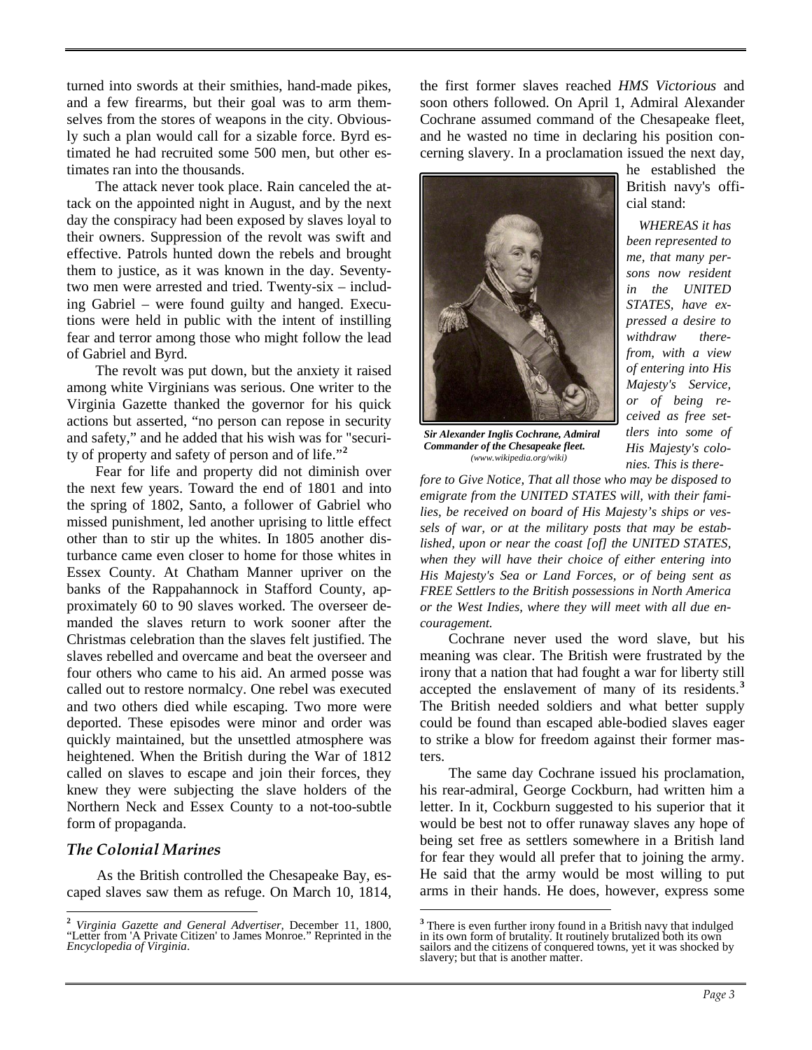turned into swords at their smithies, hand-made pikes, and a few firearms, but their goal was to arm themselves from the stores of weapons in the city. Obviously such a plan would call for a sizable force. Byrd estimated he had recruited some 500 men, but other estimates ran into the thousands.

The attack never took place. Rain canceled the attack on the appointed night in August, and by the next day the conspiracy had been exposed by slaves loyal to their owners. Suppression of the revolt was swift and effective. Patrols hunted down the rebels and brought them to justice, as it was known in the day. Seventy-two men were arrested and tried. Twenty-six – including Gabriel – were found guilty and hanged. Executions were held in public with the intent of instilling fear and terror among those who might follow the lead of Gabriel and Byrd.

The revolt was put down, but the anxiety it raised among white Virginians was serious. One writer to the Virginia Gazette thanked the governor for his quick actions but asserted, "no person can repose in security and safety," and he added that his wish was for "security of property and safety of person and of life."[2]

Fear for life and property did not diminish over the next few years. Toward the end of 1801 and into the spring of 1802, Santo, a follower of Gabriel who missed punishment, led another uprising to little effect other than to stir up the whites. In 1805 another disturbance came even closer to home for those whites in Essex County. At Chatham Manner upriver on the banks of the Rappahannock in Stafford County, approximately 60 to 90 slaves worked. The overseer demanded the slaves return to work sooner after the Christmas celebration than the slaves felt justified. The slaves rebelled and overcame and beat the overseer and four others who came to his aid. An armed posse was called out to restore normalcy. One rebel was executed and two others died while escaping. Two more were deported. These episodes were minor and order was quickly maintained, but the unsettled atmosphere was heightened. When the British during the War of 1812 called on slaves to escape and join their forces, they knew they were subjecting the slave holders of the Northern Neck and Essex County to a not-too-subtle form of propaganda.

### *The Colonial Marines*

As the British controlled the Chesapeake Bay, escaped slaves saw them as refuge. On March 10, 1814, the first former slaves reached *HMS Victorious* and soon others followed. On April 1, Admiral Alexander Cochrane assumed command of the Chesapeake fleet, and he wasted no time in declaring his position concerning slavery. In a proclamation issued the next day, he established the British navy's official stand:

*Sir Alexander Inglis Cochrane, Admiral Commander of the Chesapeake fleet.* *(www.wikipedia.org/wiki)*

*WHEREAS it has been represented to me, that many persons now resident in the UNITED STATES, have expressed a desire to withdraw therefrom, with a view of entering into His Majesty's Service, or of being received as free settlers into some of His Majesty's colonies. This is therefore to Give Notice, That all those who may be disposed to emigrate from the UNITED STATES will, with their families, be received on board of His Majesty's ships or vessels of war, or at the military posts that may be established, upon or near the coast [of] the UNITED STATES, when they will have their choice of either entering into His Majesty's Sea or Land Forces, or of being sent as FREE Settlers to the British possessions in North America or the West Indies, where they will meet with all due encouragement.*

Cochrane never used the word slave, but his meaning was clear. The British were frustrated by the irony that a nation that had fought a war for liberty still accepted the enslavement of many of its residents.[3] The British needed soldiers and what better supply could be found than escaped able-bodied slaves eager to strike a blow for freedom against their former masters.

The same day Cochrane issued his proclamation, his rear-admiral, George Cockburn, had written him a letter. In it, Cockburn suggested to his superior that it would be best not to offer runaway slaves any hope of being set free as settlers somewhere in a British land for fear they would all prefer that to joining the army. He said that the army would be most willing to put arms in their hands. He does, however, express some

---

[2] *Virginia Gazette and General Advertiser*, December 11, 1800, "Letter from 'A Private Citizen' to James Monroe." Reprinted in the *Encyclopedia of Virginia*.

[3] There is even further irony found in a British navy that indulged in its own form of brutality. It routinely brutalized both its own sailors and the citizens of conquered towns, yet it was shocked by slavery; but that is another matter.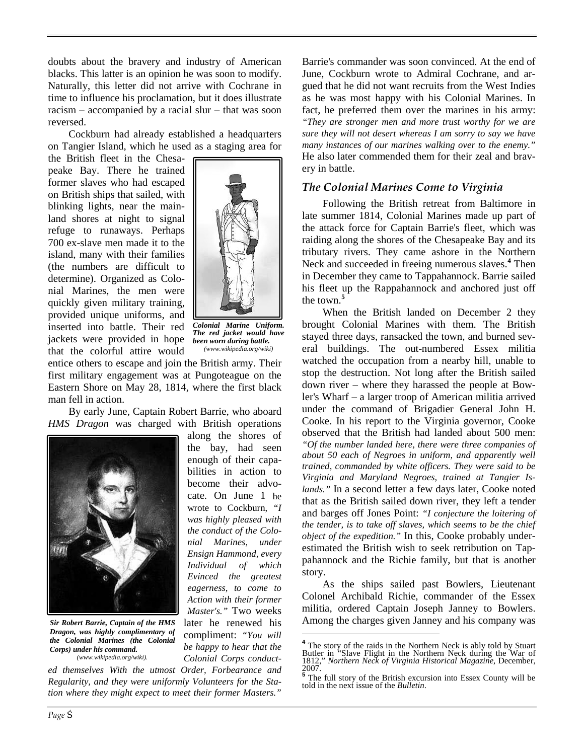doubts about the bravery and industry of American blacks. This latter is an opinion he was soon to modify. Naturally, this letter did not arrive with Cochrane in time to influence his proclamation, but it does illustrate racism – accompanied by a racial slur – that was soon reversed.

Cockburn had already established a headquarters on Tangier Island, which he used as a staging area for the British fleet in the Chesapeake Bay. There he trained former slaves who had escaped on British ships that sailed, with blinking lights, near the mainland shores at night to signal refuge to runaways. Perhaps 700 ex-slave men made it to the island, many with their families (the numbers are difficult to determine). Organized as Colonial Marines, the men were quickly given military training, provided unique uniforms, and inserted into battle. Their red jackets were provided in hope that the colorful attire would entice others to escape and join the British army. Their first military engagement was at Pungoteague on the Eastern Shore on May 28, 1814, where the first black man fell in action.

***Colonial Marine Uniform. The red jacket would have been worn during battle.***
*(www.wikipedia.org/wiki)*

By early June, Captain Robert Barrie, who aboard *HMS Dragon* was charged with British operations along the shores of the bay, had seen enough of their capabilities in action to become their advocate. On June 1 he wrote to Cockburn, *"I was highly pleased with the conduct of the Colonial Marines, under Ensign Hammond, every Individual of which Evinced the greatest eagerness, to come to Action with their former Master's."* Two weeks later he renewed his compliment: *"You will be happy to hear that the Colonial Corps conducted themselves With the utmost Order, Forbearance and Regularity, and they were uniformly Volunteers for the Station where they might expect to meet their former Masters."*

***Sir Robert Barrie, Captain of the HMS Dragon, was highly complimentary of the Colonial Marines (the Colonial Corps) under his command.***
*(www.wikipedia.org/wiki).*

Barrie's commander was soon convinced. At the end of June, Cockburn wrote to Admiral Cochrane, and argued that he did not want recruits from the West Indies as he was most happy with his Colonial Marines. In fact, he preferred them over the marines in his army: *"They are stronger men and more trust worthy for we are sure they will not desert whereas I am sorry to say we have many instances of our marines walking over to the enemy."* He also later commended them for their zeal and bravery in battle.

## *The Colonial Marines Come to Virginia*

Following the British retreat from Baltimore in late summer 1814, Colonial Marines made up part of the attack force for Captain Barrie's fleet, which was raiding along the shores of the Chesapeake Bay and its tributary rivers. They came ashore in the Northern Neck and succeeded in freeing numerous slaves.[4] Then in December they came to Tappahannock. Barrie sailed his fleet up the Rappahannock and anchored just off the town.[5]

When the British landed on December 2 they brought Colonial Marines with them. The British stayed three days, ransacked the town, and burned several buildings. The out-numbered Essex militia watched the occupation from a nearby hill, unable to stop the destruction. Not long after the British sailed down river – where they harassed the people at Bowler's Wharf – a larger troop of American militia arrived under the command of Brigadier General John H. Cooke. In his report to the Virginia governor, Cooke observed that the British had landed about 500 men: *"Of the number landed here, there were three companies of about 50 each of Negroes in uniform, and apparently well trained, commanded by white officers. They were said to be Virginia and Maryland Negroes, trained at Tangier Islands."* In a second letter a few days later, Cooke noted that as the British sailed down river, they left a tender and barges off Jones Point: *"I conjecture the loitering of the tender, is to take off slaves, which seems to be the chief object of the expedition."* In this, Cooke probably underestimated the British wish to seek retribution on Tappahannock and the Richie family, but that is another story.

As the ships sailed past Bowlers, Lieutenant Colonel Archibald Richie, commander of the Essex militia, ordered Captain Joseph Janney to Bowlers. Among the charges given Janney and his company was

[4] The story of the raids in the Northern Neck is ably told by Stuart Butler in "Slave Flight in the Northern Neck during the War of 1812," *Northern Neck of Virginia Historical Magazine*, December, 2007.

[5] The full story of the British excursion into Essex County will be told in the next issue of the *Bulletin*.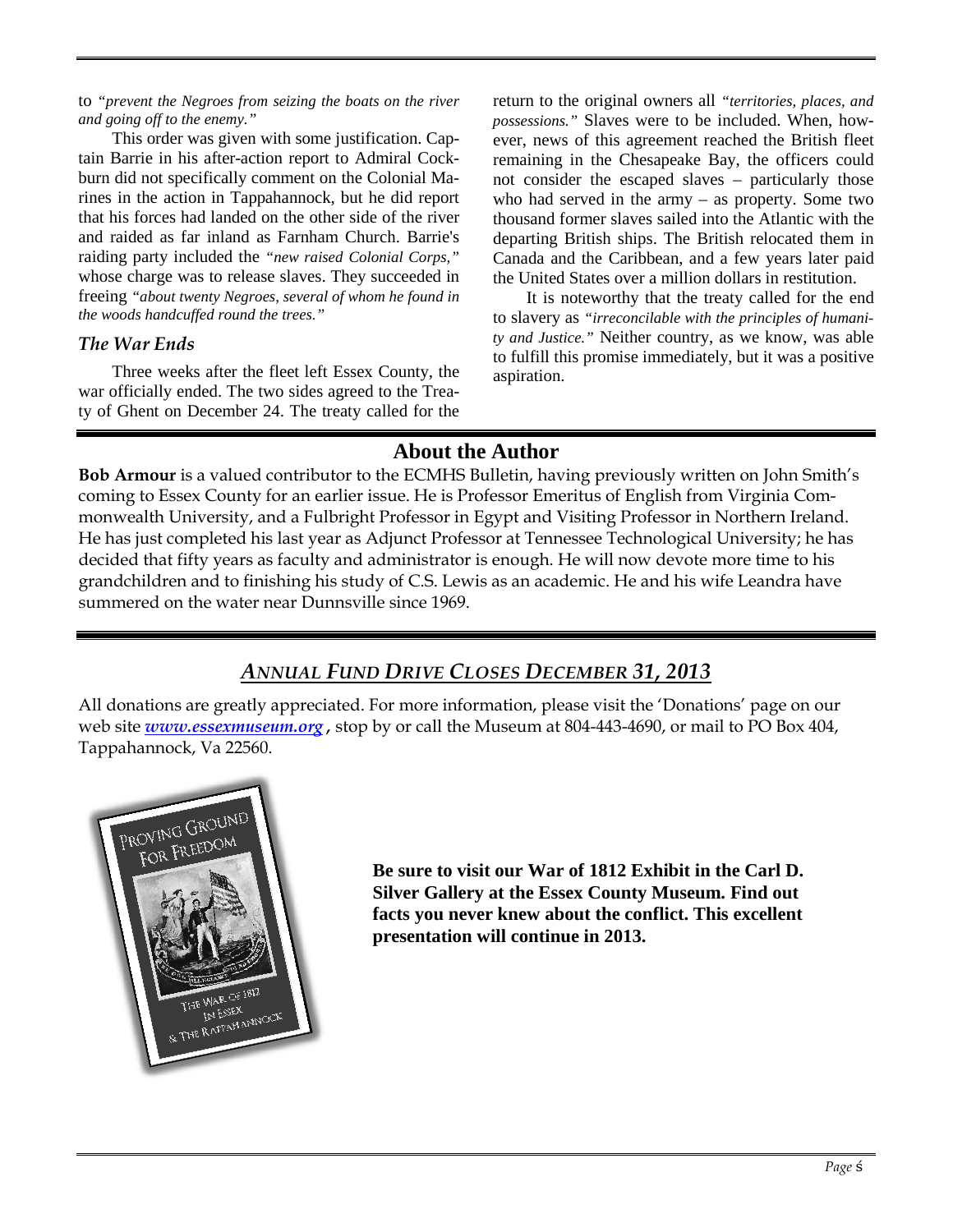to *"prevent the Negroes from seizing the boats on the river and going off to the enemy."*

This order was given with some justification. Captain Barrie in his after-action report to Admiral Cockburn did not specifically comment on the Colonial Marines in the action in Tappahannock, but he did report that his forces had landed on the other side of the river and raided as far inland as Farnham Church. Barrie's raiding party included the *"new raised Colonial Corps,"* whose charge was to release slaves. They succeeded in freeing *"about twenty Negroes, several of whom he found in the woods handcuffed round the trees."*

### *The War Ends*

Three weeks after the fleet left Essex County, the war officially ended. The two sides agreed to the Treaty of Ghent on December 24. The treaty called for the return to the original owners all *"territories, places, and possessions."* Slaves were to be included. When, however, news of this agreement reached the British fleet remaining in the Chesapeake Bay, the officers could not consider the escaped slaves – particularly those who had served in the army – as property. Some two thousand former slaves sailed into the Atlantic with the departing British ships. The British relocated them in Canada and the Caribbean, and a few years later paid the United States over a million dollars in restitution.

It is noteworthy that the treaty called for the end to slavery as *"irreconcilable with the principles of humanity and Justice."* Neither country, as we know, was able to fulfill this promise immediately, but it was a positive aspiration.

## About the Author

**Bob Armour** is a valued contributor to the ECMHS Bulletin, having previously written on John Smith's coming to Essex County for an earlier issue. He is Professor Emeritus of English from Virginia Commonwealth University, and a Fulbright Professor in Egypt and Visiting Professor in Northern Ireland. He has just completed his last year as Adjunct Professor at Tennessee Technological University; he has decided that fifty years as faculty and administrator is enough. He will now devote more time to his grandchildren and to finishing his study of C.S. Lewis as an academic. He and his wife Leandra have summered on the water near Dunnsville since 1969.

## *ANNUAL FUND DRIVE CLOSES DECEMBER 31, 2013*

All donations are greatly appreciated. For more information, please visit the 'Donations' page on our web site ***www.essexmuseum.org***, stop by or call the Museum at 804-443-4690, or mail to PO Box 404, Tappahannock, Va 22560.

PROVING GROUND FOR FREEDOM

THE WAR OF 1812 IN ESSEX & THE RAPPAHANNOCK

**Be sure to visit our War of 1812 Exhibit in the Carl D. Silver Gallery at the Essex County Museum. Find out facts you never knew about the conflict. This excellent presentation will continue in 2013.**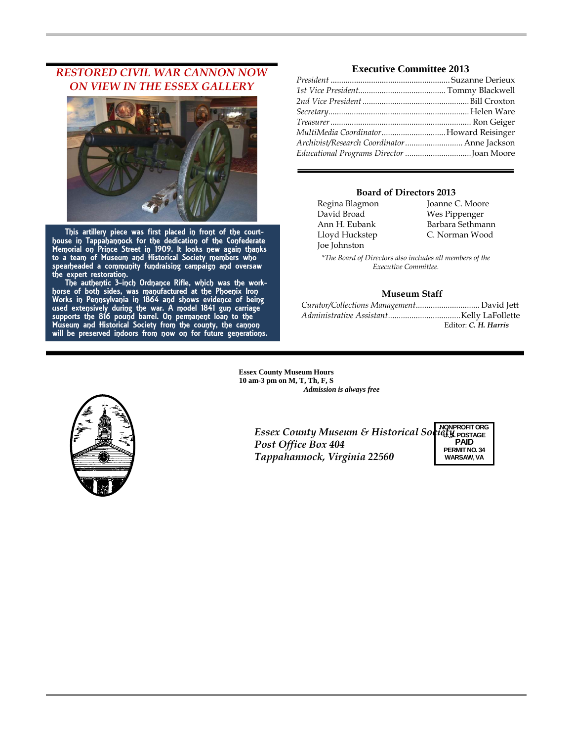## RESTORED CIVIL WAR CANNON NOW ON VIEW IN THE ESSEX GALLERY

This artillery piece was first placed in front of the court-house in Tappahannock for the dedication of the Confederate Memorial on Prince Street in 1909. It looks new again thanks to a team of Museum and Historical Society members who spearheaded a community fundraising campaign and oversaw the expert restoration.

The authentic 3-inch Ordnance Rifle, which was the work-horse of both sides, was manufactured at the Phoenix Iron Works in Pennsylvania in 1864 and shows evidence of being used extensively during the war. A model 1841 gun carriage supports the 816 pound barrel. On permanent loan to the Museum and Historical Society from the county, the cannon will be preserved indoors from now on for future generations.

### Executive Committee 2013

| | |
|---|---|
| *President* | Suzanne Derieux |
| *1st Vice President* | Tommy Blackwell |
| *2nd Vice President* | Bill Croxton |
| *Secretary* | Helen Ware |
| *Treasurer* | Ron Geiger |
| *MultiMedia Coordinator* | Howard Reisinger |
| *Archivist/Research Coordinator* | Anne Jackson |
| *Educational Programs Director* | Joan Moore |

### Board of Directors 2013

| | |
|---|---|
| Regina Blagmon | Joanne C. Moore |
| David Broad | Wes Pippenger |
| Ann H. Eubank | Barbara Sethmann |
| Lloyd Huckstep | C. Norman Wood |
| Joe Johnston | |

*\*The Board of Directors also includes all members of the Executive Committee.*

### Museum Staff

| | |
|---|---|
| *Curator/Collections Management* | David Jett |
| *Administrative Assistant* | Kelly LaFollette |

Editor: ***C. H. Harris***

**Essex County Museum Hours**
**10 am-3 pm on M, T, Th, F, S**
***Admission is always free***

*Essex County Museum & Historical Society*
*Post Office Box 404*
*Tappahannock, Virginia 22560*

NONPROFIT ORG
U.S. POSTAGE
PAID
PERMIT NO. 34
WARSAW, VA